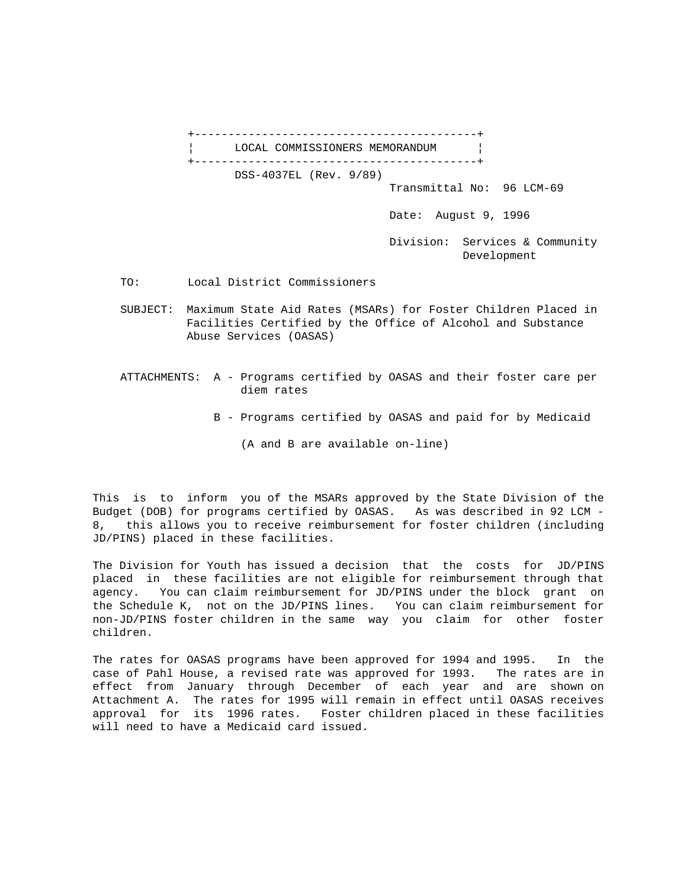# LOCAL COMMISSIONERS MEMORANDUM

DSS-4037EL (Rev. 9/89)

Transmittal No: 96 LCM-69

Date: August 9, 1996

Division: Services & Community Development

TO: Local District Commissioners

SUBJECT: Maximum State Aid Rates (MSARs) for Foster Children Placed in Facilities Certified by the Office of Alcohol and Substance Abuse Services (OASAS)

ATTACHMENTS: A - Programs certified by OASAS and their foster care per diem rates

B - Programs certified by OASAS and paid for by Medicaid

(A and B are available on-line)

This is to inform you of the MSARs approved by the State Division of the Budget (DOB) for programs certified by OASAS. As was described in 92 LCM - 8, this allows you to receive reimbursement for foster children (including JD/PINS) placed in these facilities.

The Division for Youth has issued a decision that the costs for JD/PINS placed in these facilities are not eligible for reimbursement through that agency. You can claim reimbursement for JD/PINS under the block grant on the Schedule K, not on the JD/PINS lines. You can claim reimbursement for non-JD/PINS foster children in the same way you claim for other foster children.

The rates for OASAS programs have been approved for 1994 and 1995. In the case of Pahl House, a revised rate was approved for 1993. The rates are in effect from January through December of each year and are shown on Attachment A. The rates for 1995 will remain in effect until OASAS receives approval for its 1996 rates. Foster children placed in these facilities will need to have a Medicaid card issued.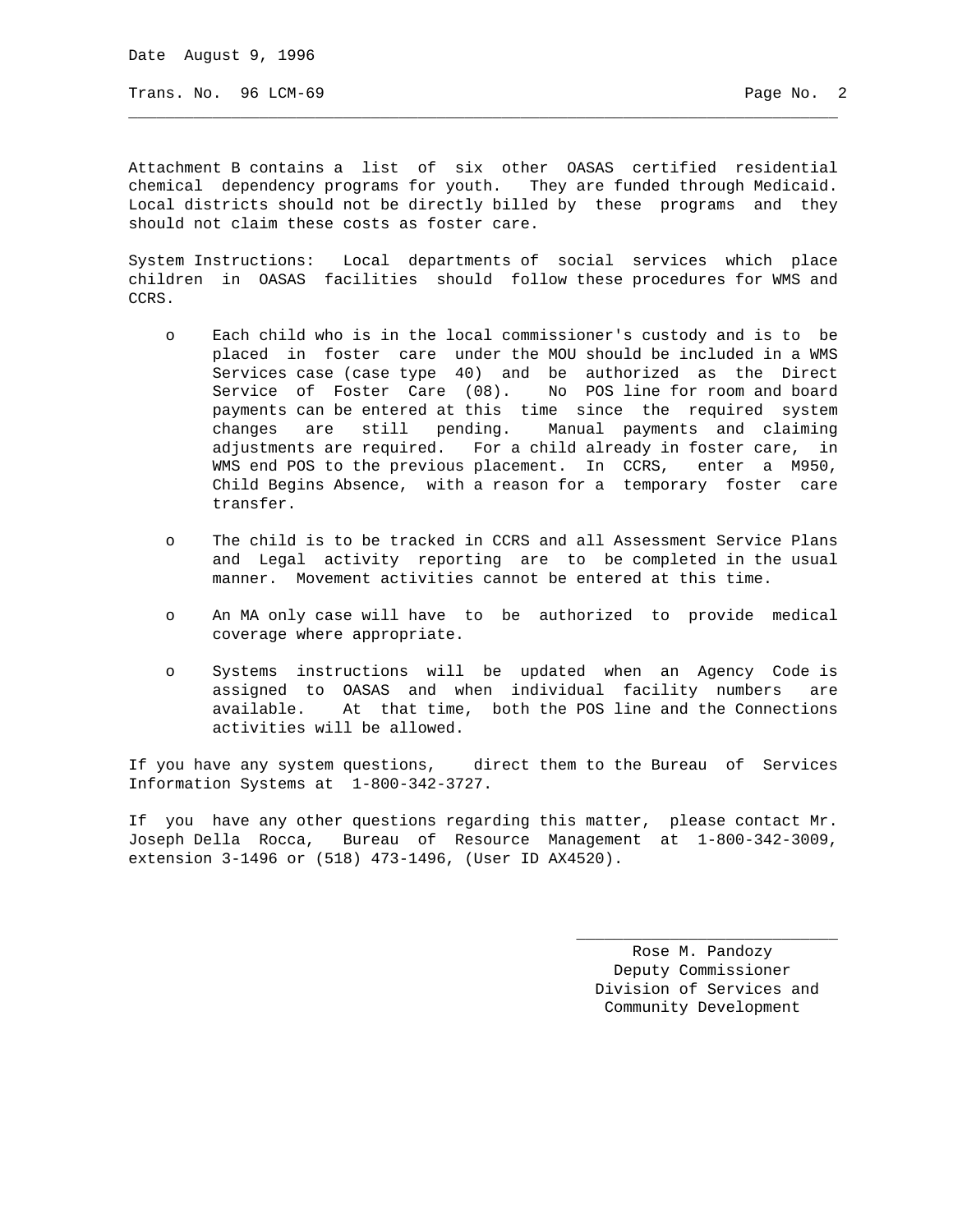Attachment B contains a list of six other OASAS certified residential chemical dependency programs for youth. They are funded through Medicaid. Local districts should not be directly billed by these programs and they should not claim these costs as foster care.

System Instructions: Local departments of social services which place children in OASAS facilities should follow these procedures for WMS and CCRS.

- Each child who is in the local commissioner's custody and is to be placed in foster care under the MOU should be included in a WMS Services case (case type 40) and be authorized as the Direct Service of Foster Care (08). No POS line for room and board payments can be entered at this time since the required system changes are still pending. Manual payments and claiming adjustments are required. For a child already in foster care, in WMS end POS to the previous placement. In CCRS, enter a M950, Child Begins Absence, with a reason for a temporary foster care transfer.

- The child is to be tracked in CCRS and all Assessment Service Plans and Legal activity reporting are to be completed in the usual manner. Movement activities cannot be entered at this time.

- An MA only case will have to be authorized to provide medical coverage where appropriate.

- Systems instructions will be updated when an Agency Code is assigned to OASAS and when individual facility numbers are available. At that time, both the POS line and the Connections activities will be allowed.

If you have any system questions, direct them to the Bureau of Services Information Systems at 1-800-342-3727.

If you have any other questions regarding this matter, please contact Mr. Joseph Della Rocca, Bureau of Resource Management at 1-800-342-3009, extension 3-1496 or (518) 473-1496, (User ID AX4520).

Rose M. Pandozy
Deputy Commissioner
Division of Services and
Community Development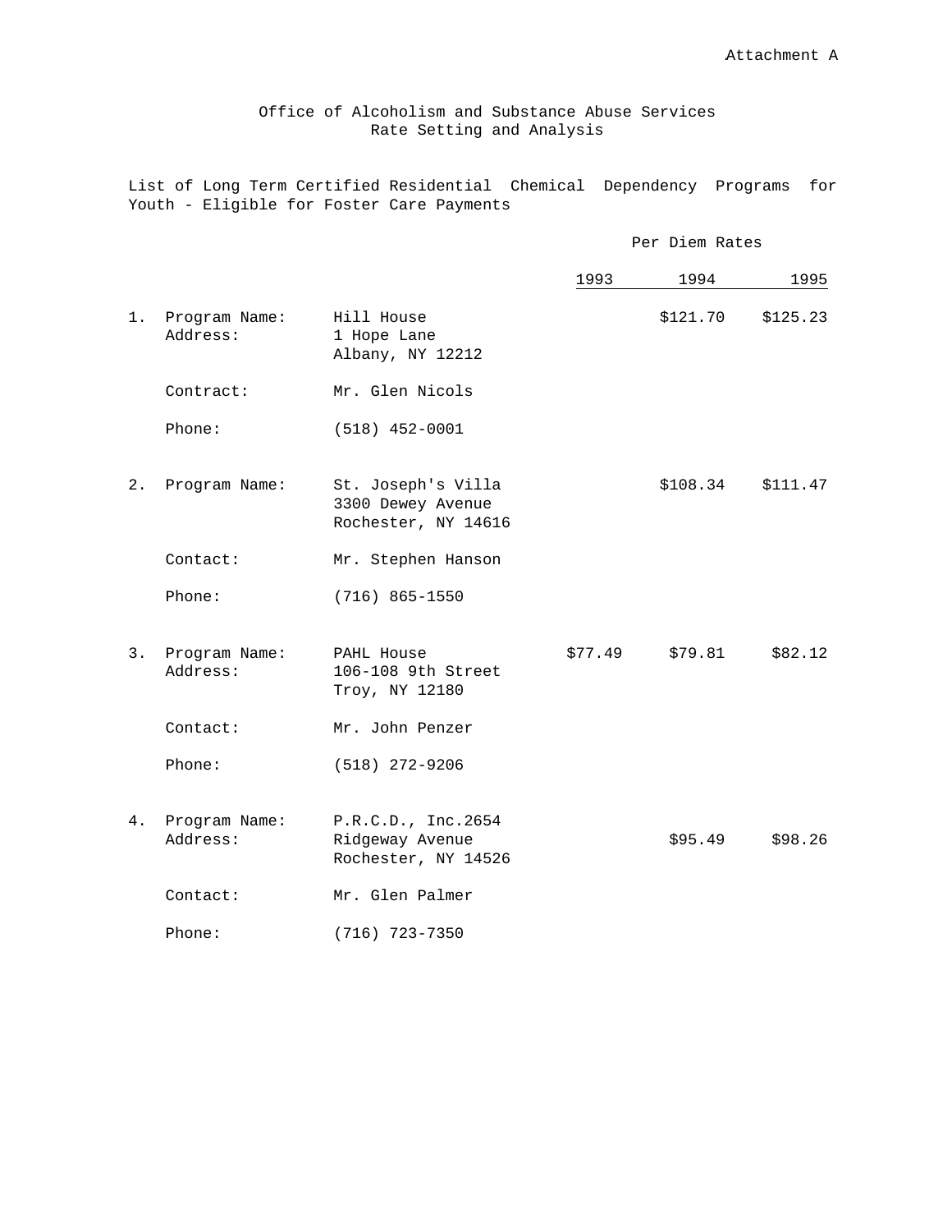Attachment A

Office of Alcoholism and Substance Abuse Services
Rate Setting and Analysis

List of Long Term Certified Residential Chemical Dependency Programs for Youth - Eligible for Foster Care Payments

| | | | Per Diem Rates | | |
|---|---|---|---|---|---|
| | | | 1993 | 1994 | 1995 |
| 1. | Program Name:<br>Address: | Hill House<br>1 Hope Lane<br>Albany, NY 12212 | | $121.70 | $125.23 |
| | Contract: | Mr. Glen Nicols | | | |
| | Phone: | (518) 452-0001 | | | |
| 2. | Program Name: | St. Joseph's Villa<br>3300 Dewey Avenue<br>Rochester, NY 14616 | | $108.34 | $111.47 |
| | Contact: | Mr. Stephen Hanson | | | |
| | Phone: | (716) 865-1550 | | | |
| 3. | Program Name:<br>Address: | PAHL House<br>106-108 9th Street<br>Troy, NY 12180 | $77.49 | $79.81 | $82.12 |
| | Contact: | Mr. John Penzer | | | |
| | Phone: | (518) 272-9206 | | | |
| 4. | Program Name:<br>Address: | P.R.C.D., Inc.2654<br>Ridgeway Avenue<br>Rochester, NY 14526 | | $95.49 | $98.26 |
| | Contact: | Mr. Glen Palmer | | | |
| | Phone: | (716) 723-7350 | | | |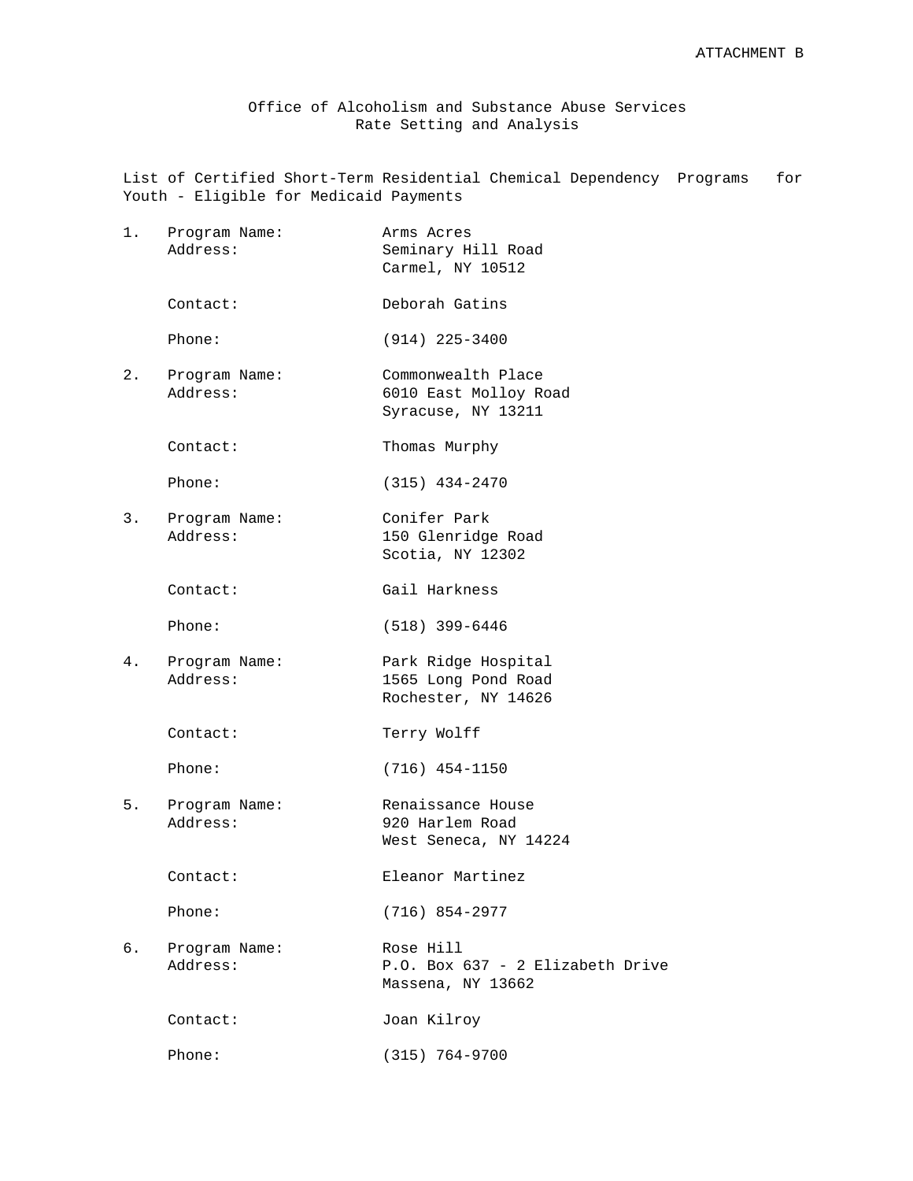ATTACHMENT B

Office of Alcoholism and Substance Abuse Services
Rate Setting and Analysis

List of Certified Short-Term Residential Chemical Dependency Programs for Youth - Eligible for Medicaid Payments

1. Program Name: Arms Acres
   Address: Seminary Hill Road
   Carmel, NY 10512

   Contact: Deborah Gatins

   Phone: (914) 225-3400

2. Program Name: Commonwealth Place
   Address: 6010 East Molloy Road
   Syracuse, NY 13211

   Contact: Thomas Murphy

   Phone: (315) 434-2470

3. Program Name: Conifer Park
   Address: 150 Glenridge Road
   Scotia, NY 12302

   Contact: Gail Harkness

   Phone: (518) 399-6446

4. Program Name: Park Ridge Hospital
   Address: 1565 Long Pond Road
   Rochester, NY 14626

   Contact: Terry Wolff

   Phone: (716) 454-1150

5. Program Name: Renaissance House
   Address: 920 Harlem Road
   West Seneca, NY 14224

   Contact: Eleanor Martinez

   Phone: (716) 854-2977

6. Program Name: Rose Hill
   Address: P.O. Box 637 - 2 Elizabeth Drive
   Massena, NY 13662

   Contact: Joan Kilroy

   Phone: (315) 764-9700